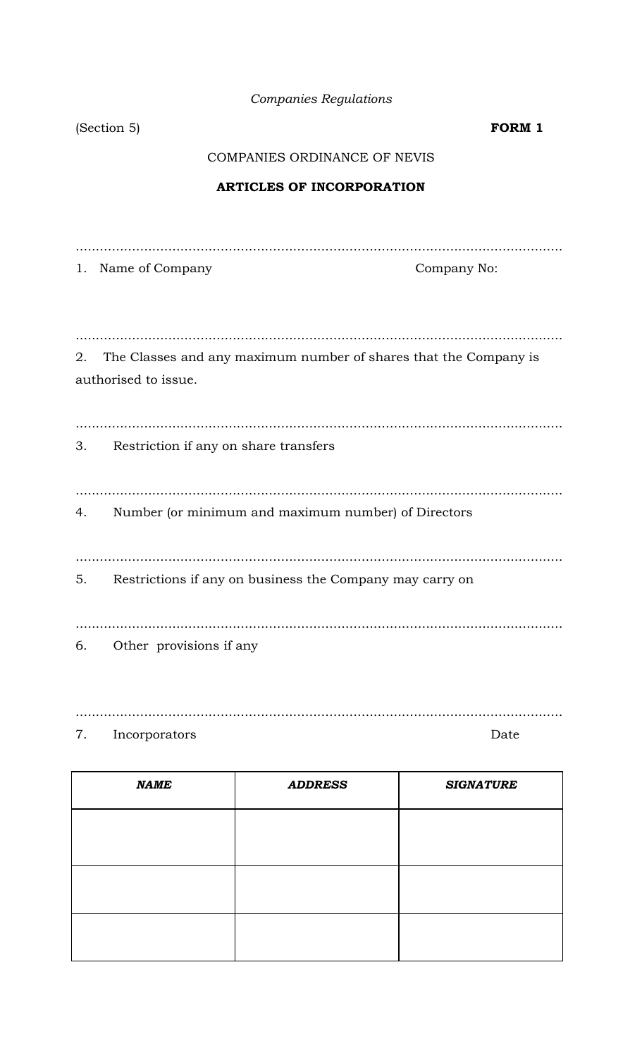*Companies Regulations*

(Section 5) **FORM 1**

COMPANIES ORDINANCE OF NEVIS

**ARTICLES OF INCORPORATION**

........................................................................................................................

1. Name of Company Company No:

........................................................................................................................

2. The Classes and any maximum number of shares that the Company is authorised to issue.

........................................................................................................................

3. Restriction if any on share transfers

........................................................................................................................

4. Number (or minimum and maximum number) of Directors

........................................................................................................................

5. Restrictions if any on business the Company may carry on

........................................................................................................................

6. Other provisions if any

........................................................................................................................

7. Incorporators Date

| ***NAME*** | ***ADDRESS*** | ***SIGNATURE*** |
|---|---|---|
| | | |
| | | |
| | | |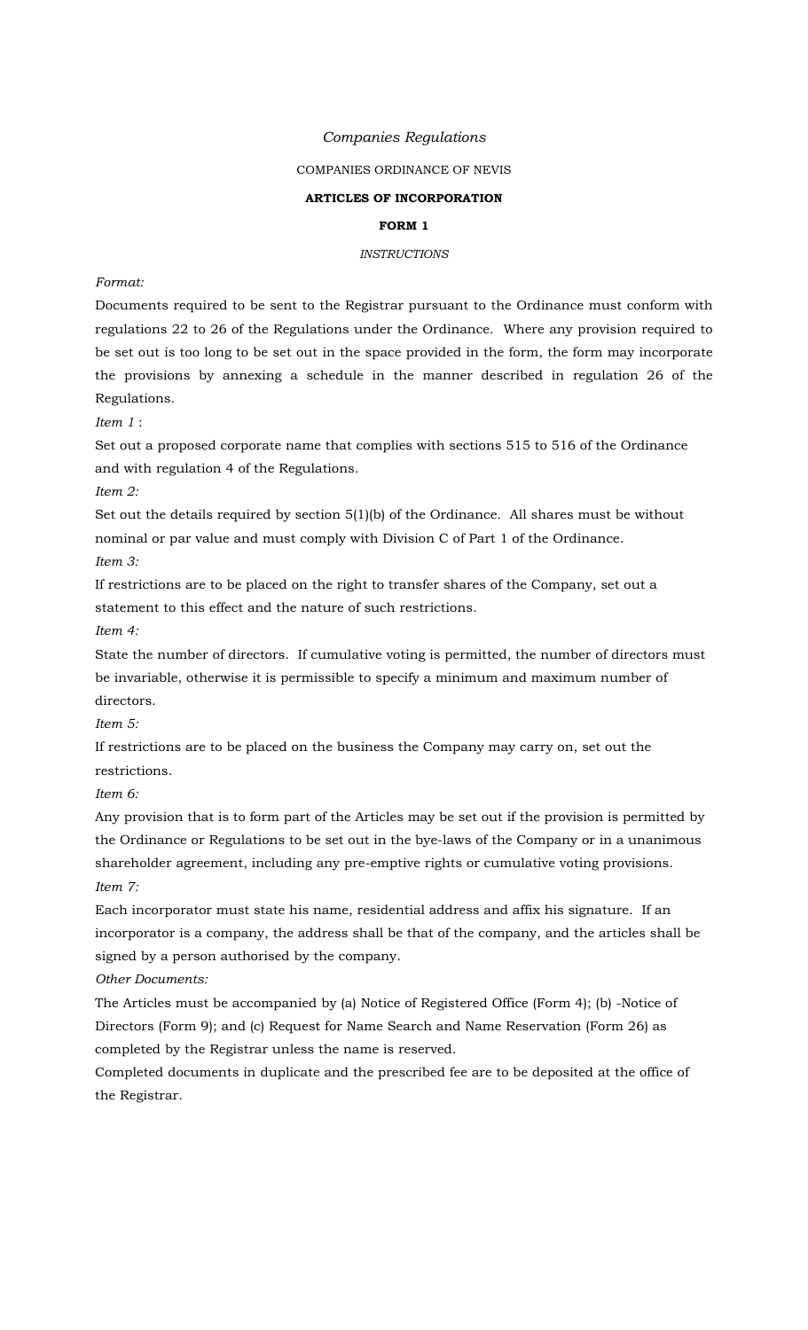*Companies Regulations*

COMPANIES ORDINANCE OF NEVIS

**ARTICLES OF INCORPORATION**

**FORM 1**

*INSTRUCTIONS*

*Format:*

Documents required to be sent to the Registrar pursuant to the Ordinance must conform with regulations 22 to 26 of the Regulations under the Ordinance. Where any provision required to be set out is too long to be set out in the space provided in the form, the form may incorporate the provisions by annexing a schedule in the manner described in regulation 26 of the Regulations.

*Item 1* :

Set out a proposed corporate name that complies with sections 515 to 516 of the Ordinance and with regulation 4 of the Regulations.

*Item 2:*

Set out the details required by section 5(1)(b) of the Ordinance. All shares must be without nominal or par value and must comply with Division C of Part 1 of the Ordinance.

*Item 3:*

If restrictions are to be placed on the right to transfer shares of the Company, set out a statement to this effect and the nature of such restrictions.

*Item 4:*

State the number of directors. If cumulative voting is permitted, the number of directors must be invariable, otherwise it is permissible to specify a minimum and maximum number of directors.

*Item 5:*

If restrictions are to be placed on the business the Company may carry on, set out the restrictions.

*Item 6:*

Any provision that is to form part of the Articles may be set out if the provision is permitted by the Ordinance or Regulations to be set out in the bye-laws of the Company or in a unanimous shareholder agreement, including any pre-emptive rights or cumulative voting provisions.

*Item 7:*

Each incorporator must state his name, residential address and affix his signature. If an incorporator is a company, the address shall be that of the company, and the articles shall be signed by a person authorised by the company.

*Other Documents:*

The Articles must be accompanied by (a) Notice of Registered Office (Form 4); (b) -Notice of Directors (Form 9); and (c) Request for Name Search and Name Reservation (Form 26) as completed by the Registrar unless the name is reserved.

Completed documents in duplicate and the prescribed fee are to be deposited at the office of the Registrar.